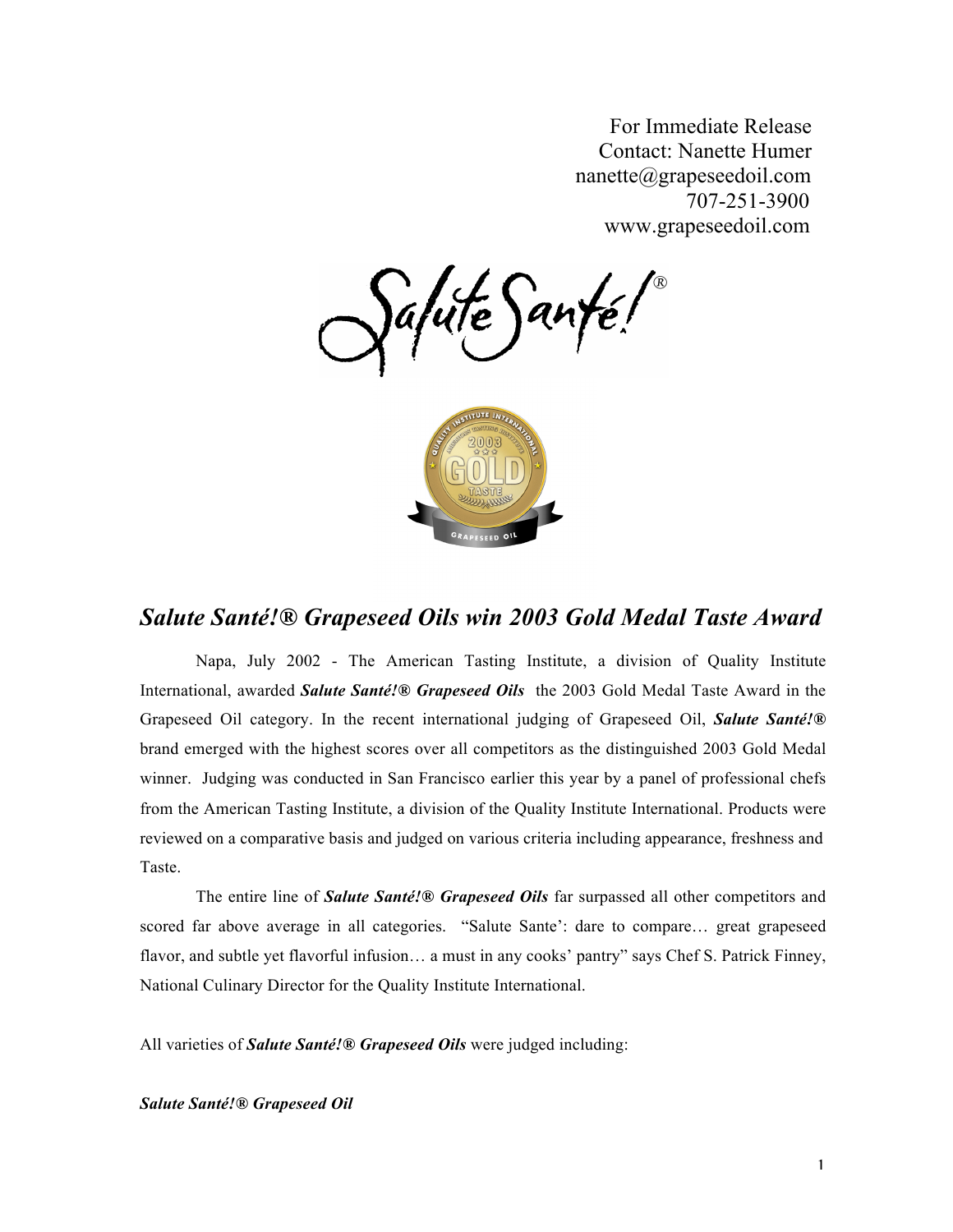For Immediate Release
Contact: Nanette Humer
nanette@grapeseedoil.com
707-251-3900
www.grapeseedoil.com

# *Salute Santé!® Grapeseed Oils win 2003 Gold Medal Taste Award*

Napa, July 2002 - The American Tasting Institute, a division of Quality Institute International, awarded ***Salute Santé!® Grapeseed Oils*** the 2003 Gold Medal Taste Award in the Grapeseed Oil category. In the recent international judging of Grapeseed Oil, ***Salute Santé!®*** brand emerged with the highest scores over all competitors as the distinguished 2003 Gold Medal winner. Judging was conducted in San Francisco earlier this year by a panel of professional chefs from the American Tasting Institute, a division of the Quality Institute International. Products were reviewed on a comparative basis and judged on various criteria including appearance, freshness and Taste.

The entire line of ***Salute Santé!® Grapeseed Oils*** far surpassed all other competitors and scored far above average in all categories. "Salute Sante': dare to compare… great grapeseed flavor, and subtle yet flavorful infusion… a must in any cooks' pantry" says Chef S. Patrick Finney, National Culinary Director for the Quality Institute International.

All varieties of ***Salute Santé!® Grapeseed Oils*** were judged including:

***Salute Santé!® Grapeseed Oil***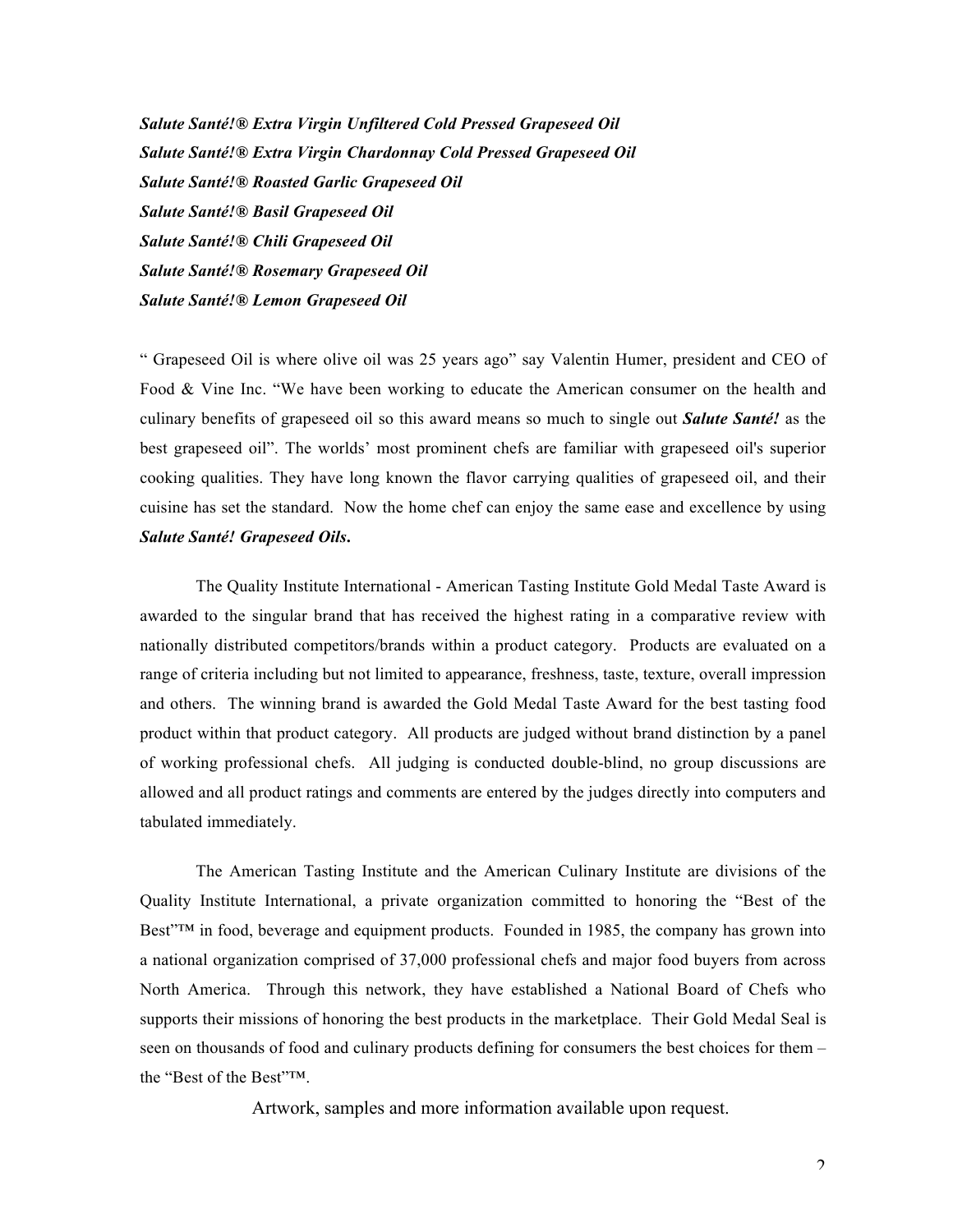***Salute Santé!® Extra Virgin Unfiltered Cold Pressed Grapeseed Oil***
***Salute Santé!® Extra Virgin Chardonnay Cold Pressed Grapeseed Oil***
***Salute Santé!® Roasted Garlic Grapeseed Oil***
***Salute Santé!® Basil Grapeseed Oil***
***Salute Santé!® Chili Grapeseed Oil***
***Salute Santé!® Rosemary Grapeseed Oil***
***Salute Santé!® Lemon Grapeseed Oil***

" Grapeseed Oil is where olive oil was 25 years ago" say Valentin Humer, president and CEO of Food & Vine Inc. "We have been working to educate the American consumer on the health and culinary benefits of grapeseed oil so this award means so much to single out ***Salute Santé!*** as the best grapeseed oil". The worlds' most prominent chefs are familiar with grapeseed oil's superior cooking qualities. They have long known the flavor carrying qualities of grapeseed oil, and their cuisine has set the standard. Now the home chef can enjoy the same ease and excellence by using ***Salute Santé! Grapeseed Oils*.**

The Quality Institute International - American Tasting Institute Gold Medal Taste Award is awarded to the singular brand that has received the highest rating in a comparative review with nationally distributed competitors/brands within a product category. Products are evaluated on a range of criteria including but not limited to appearance, freshness, taste, texture, overall impression and others. The winning brand is awarded the Gold Medal Taste Award for the best tasting food product within that product category. All products are judged without brand distinction by a panel of working professional chefs. All judging is conducted double-blind, no group discussions are allowed and all product ratings and comments are entered by the judges directly into computers and tabulated immediately.

The American Tasting Institute and the American Culinary Institute are divisions of the Quality Institute International, a private organization committed to honoring the "Best of the Best"™ in food, beverage and equipment products. Founded in 1985, the company has grown into a national organization comprised of 37,000 professional chefs and major food buyers from across North America. Through this network, they have established a National Board of Chefs who supports their missions of honoring the best products in the marketplace. Their Gold Medal Seal is seen on thousands of food and culinary products defining for consumers the best choices for them – the "Best of the Best"™.

Artwork, samples and more information available upon request.